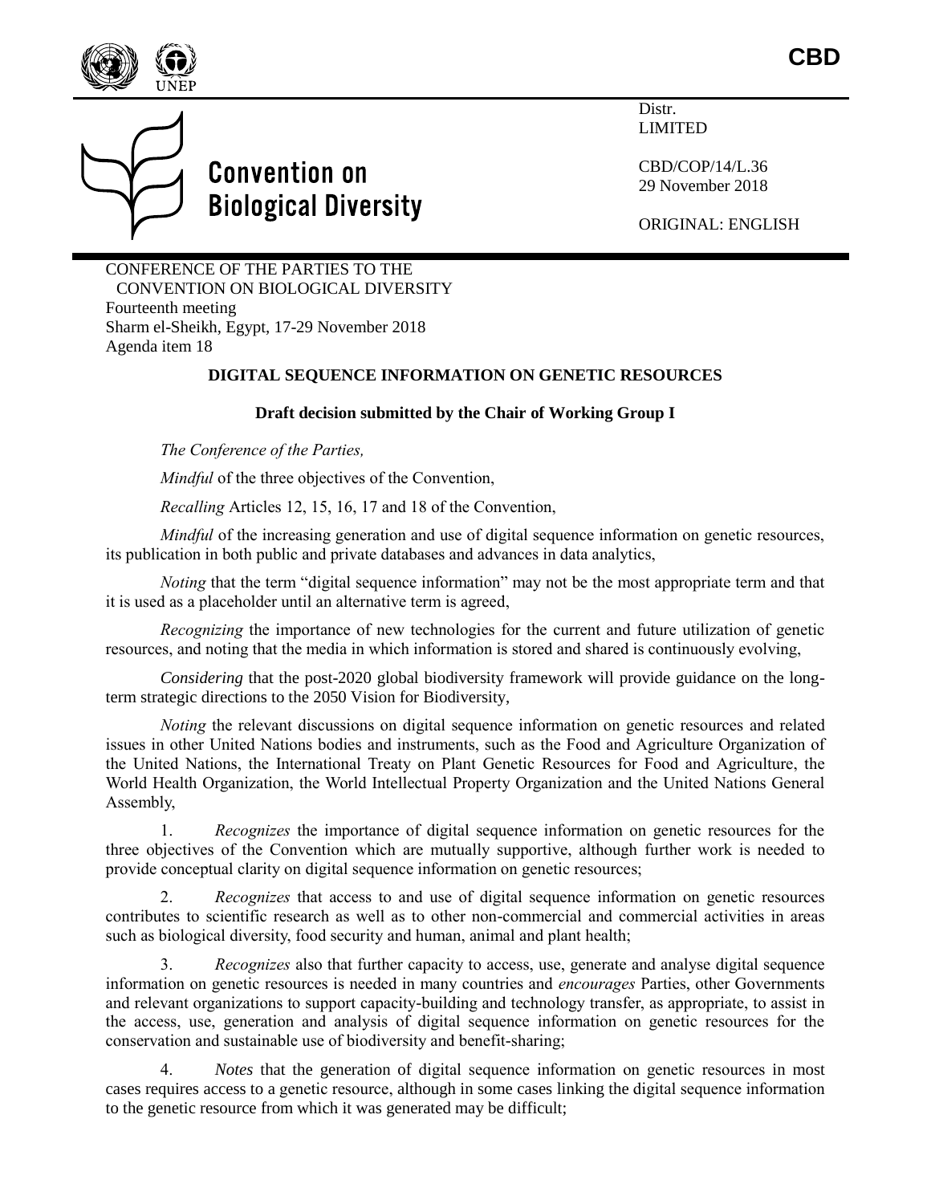CBD

Distr.
LIMITED

CBD/COP/14/L.36
29 November 2018

ORIGINAL: ENGLISH

# Convention on Biological Diversity

CONFERENCE OF THE PARTIES TO THE CONVENTION ON BIOLOGICAL DIVERSITY
Fourteenth meeting
Sharm el-Sheikh, Egypt, 17-29 November 2018
Agenda item 18

## DIGITAL SEQUENCE INFORMATION ON GENETIC RESOURCES

**Draft decision submitted by the Chair of Working Group I**

*The Conference of the Parties,*

*Mindful* of the three objectives of the Convention,

*Recalling* Articles 12, 15, 16, 17 and 18 of the Convention,

*Mindful* of the increasing generation and use of digital sequence information on genetic resources, its publication in both public and private databases and advances in data analytics,

*Noting* that the term "digital sequence information" may not be the most appropriate term and that it is used as a placeholder until an alternative term is agreed,

*Recognizing* the importance of new technologies for the current and future utilization of genetic resources, and noting that the media in which information is stored and shared is continuously evolving,

*Considering* that the post-2020 global biodiversity framework will provide guidance on the long-term strategic directions to the 2050 Vision for Biodiversity,

*Noting* the relevant discussions on digital sequence information on genetic resources and related issues in other United Nations bodies and instruments, such as the Food and Agriculture Organization of the United Nations, the International Treaty on Plant Genetic Resources for Food and Agriculture, the World Health Organization, the World Intellectual Property Organization and the United Nations General Assembly,

1. *Recognizes* the importance of digital sequence information on genetic resources for the three objectives of the Convention which are mutually supportive, although further work is needed to provide conceptual clarity on digital sequence information on genetic resources;

2. *Recognizes* that access to and use of digital sequence information on genetic resources contributes to scientific research as well as to other non-commercial and commercial activities in areas such as biological diversity, food security and human, animal and plant health;

3. *Recognizes* also that further capacity to access, use, generate and analyse digital sequence information on genetic resources is needed in many countries and *encourages* Parties, other Governments and relevant organizations to support capacity-building and technology transfer, as appropriate, to assist in the access, use, generation and analysis of digital sequence information on genetic resources for the conservation and sustainable use of biodiversity and benefit-sharing;

4. *Notes* that the generation of digital sequence information on genetic resources in most cases requires access to a genetic resource, although in some cases linking the digital sequence information to the genetic resource from which it was generated may be difficult;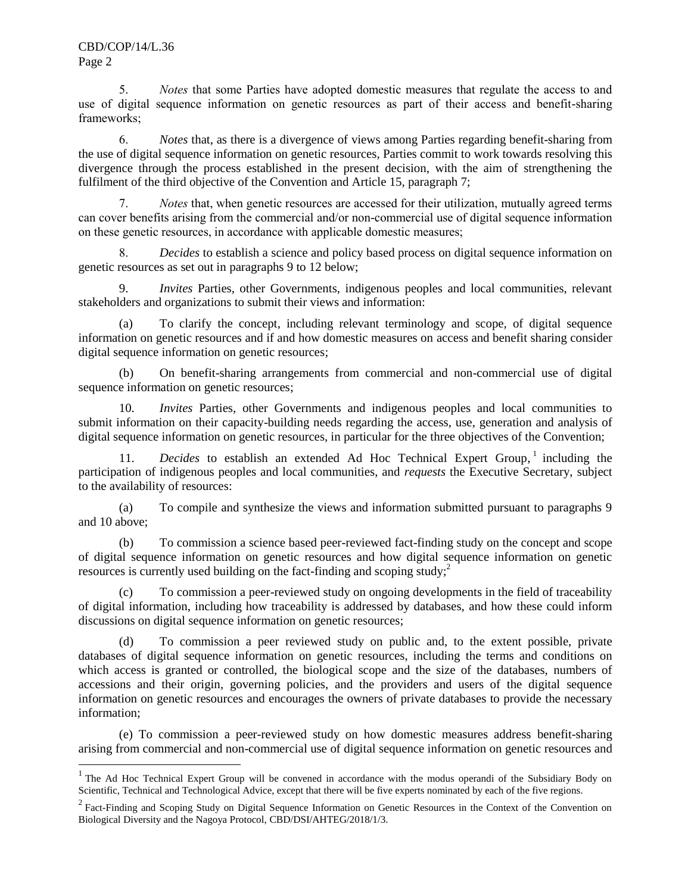5. *Notes* that some Parties have adopted domestic measures that regulate the access to and use of digital sequence information on genetic resources as part of their access and benefit-sharing frameworks;

6. *Notes* that, as there is a divergence of views among Parties regarding benefit-sharing from the use of digital sequence information on genetic resources, Parties commit to work towards resolving this divergence through the process established in the present decision, with the aim of strengthening the fulfilment of the third objective of the Convention and Article 15, paragraph 7;

7. *Notes* that, when genetic resources are accessed for their utilization, mutually agreed terms can cover benefits arising from the commercial and/or non-commercial use of digital sequence information on these genetic resources, in accordance with applicable domestic measures;

8. *Decides* to establish a science and policy based process on digital sequence information on genetic resources as set out in paragraphs 9 to 12 below;

9. *Invites* Parties, other Governments, indigenous peoples and local communities, relevant stakeholders and organizations to submit their views and information:

(a) To clarify the concept, including relevant terminology and scope, of digital sequence information on genetic resources and if and how domestic measures on access and benefit sharing consider digital sequence information on genetic resources;

(b) On benefit-sharing arrangements from commercial and non-commercial use of digital sequence information on genetic resources;

10. *Invites* Parties, other Governments and indigenous peoples and local communities to submit information on their capacity-building needs regarding the access, use, generation and analysis of digital sequence information on genetic resources, in particular for the three objectives of the Convention;

11. *Decides* to establish an extended Ad Hoc Technical Expert Group,[1] including the participation of indigenous peoples and local communities, and *requests* the Executive Secretary, subject to the availability of resources:

(a) To compile and synthesize the views and information submitted pursuant to paragraphs 9 and 10 above;

(b) To commission a science based peer-reviewed fact-finding study on the concept and scope of digital sequence information on genetic resources and how digital sequence information on genetic resources is currently used building on the fact-finding and scoping study;[2]

(c) To commission a peer-reviewed study on ongoing developments in the field of traceability of digital information, including how traceability is addressed by databases, and how these could inform discussions on digital sequence information on genetic resources;

(d) To commission a peer reviewed study on public and, to the extent possible, private databases of digital sequence information on genetic resources, including the terms and conditions on which access is granted or controlled, the biological scope and the size of the databases, numbers of accessions and their origin, governing policies, and the providers and users of the digital sequence information on genetic resources and encourages the owners of private databases to provide the necessary information;

(e) To commission a peer-reviewed study on how domestic measures address benefit-sharing arising from commercial and non-commercial use of digital sequence information on genetic resources and

---

[1] The Ad Hoc Technical Expert Group will be convened in accordance with the modus operandi of the Subsidiary Body on Scientific, Technical and Technological Advice, except that there will be five experts nominated by each of the five regions.

[2] Fact-Finding and Scoping Study on Digital Sequence Information on Genetic Resources in the Context of the Convention on Biological Diversity and the Nagoya Protocol, CBD/DSI/AHTEG/2018/1/3.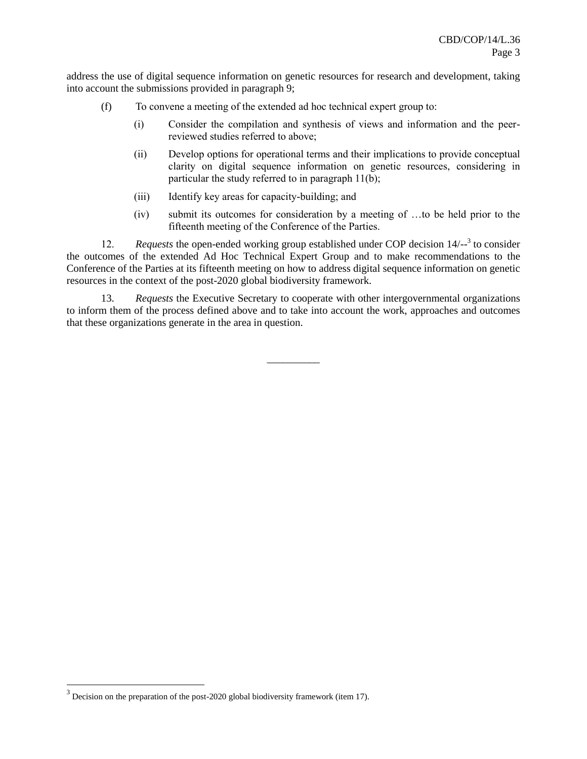address the use of digital sequence information on genetic resources for research and development, taking into account the submissions provided in paragraph 9;

(f) To convene a meeting of the extended ad hoc technical expert group to:

(i) Consider the compilation and synthesis of views and information and the peer-reviewed studies referred to above;

(ii) Develop options for operational terms and their implications to provide conceptual clarity on digital sequence information on genetic resources, considering in particular the study referred to in paragraph 11(b);

(iii) Identify key areas for capacity-building; and

(iv) submit its outcomes for consideration by a meeting of …to be held prior to the fifteenth meeting of the Conference of the Parties.

12. *Requests* the open-ended working group established under COP decision 14/--[3] to consider the outcomes of the extended Ad Hoc Technical Expert Group and to make recommendations to the Conference of the Parties at its fifteenth meeting on how to address digital sequence information on genetic resources in the context of the post-2020 global biodiversity framework.

13. *Requests* the Executive Secretary to cooperate with other intergovernmental organizations to inform them of the process defined above and to take into account the work, approaches and outcomes that these organizations generate in the area in question.

__________

[3] Decision on the preparation of the post-2020 global biodiversity framework (item 17).